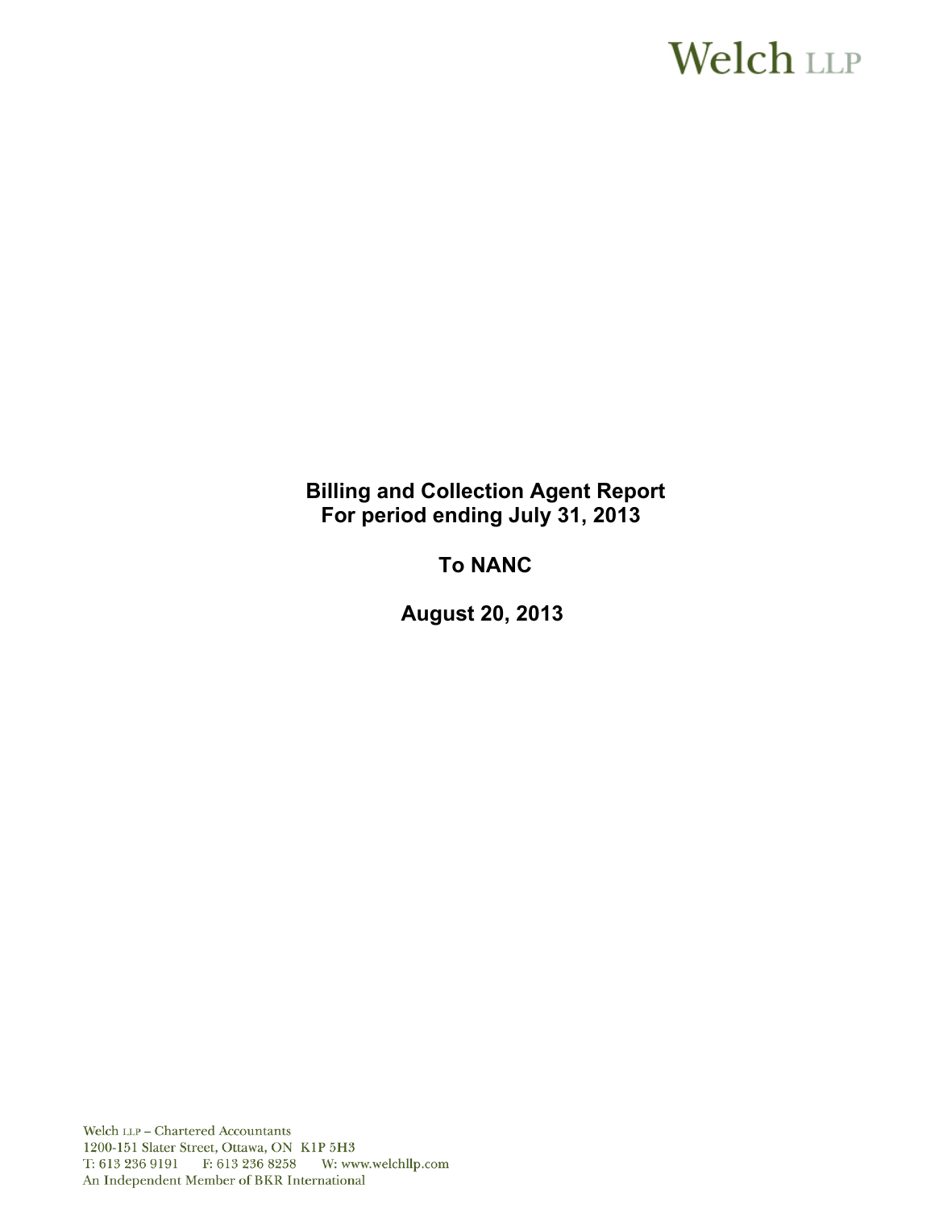Welch LLP

**Billing and Collection Agent Report**
**For period ending July 31, 2013**

**To NANC**

**August 20, 2013**

Welch LLP – Chartered Accountants
1200-151 Slater Street, Ottawa, ON K1P 5H3
T: 613 236 9191 F: 613 236 8258 W: www.welchllp.com
An Independent Member of BKR International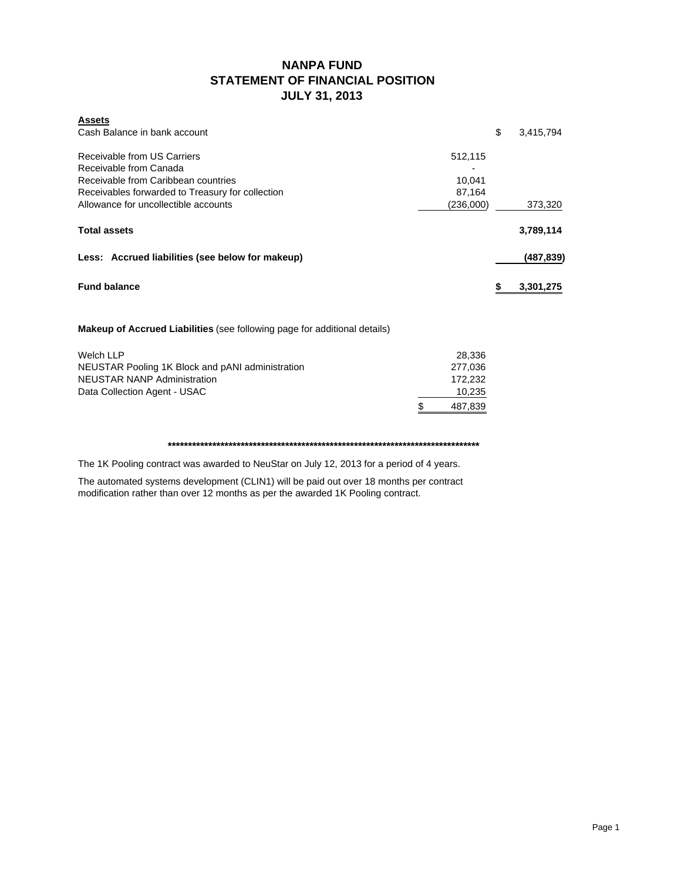# NANPA FUND
## STATEMENT OF FINANCIAL POSITION
## JULY 31, 2013

| **Assets** | | |
|---|---|---|
| Cash Balance in bank account | | $ 3,415,794 |
| | | |
| Receivable from US Carriers | 512,115 | |
| Receivable from Canada | - | |
| Receivable from Caribbean countries | 10,041 | |
| Receivables forwarded to Treasury for collection | 87,164 | |
| Allowance for uncollectible accounts | (236,000) | 373,320 |
| | | |
| **Total assets** | | **3,789,114** |
| | | |
| **Less: Accrued liabilities (see below for makeup)** | | **(487,839)** |
| | | |
| **Fund balance** | | **$ 3,301,275** |

**Makeup of Accrued Liabilities** (see following page for additional details)

| | |
|---|---|
| Welch LLP | 28,336 |
| NEUSTAR Pooling 1K Block and pANI administration | 277,036 |
| NEUSTAR NANP Administration | 172,232 |
| Data Collection Agent - USAC | 10,235 |
| | $ 487,839 |

********************************************************************************

The 1K Pooling contract was awarded to NeuStar on July 12, 2013 for a period of 4 years.

The automated systems development (CLIN1) will be paid out over 18 months per contract modification rather than over 12 months as per the awarded 1K Pooling contract.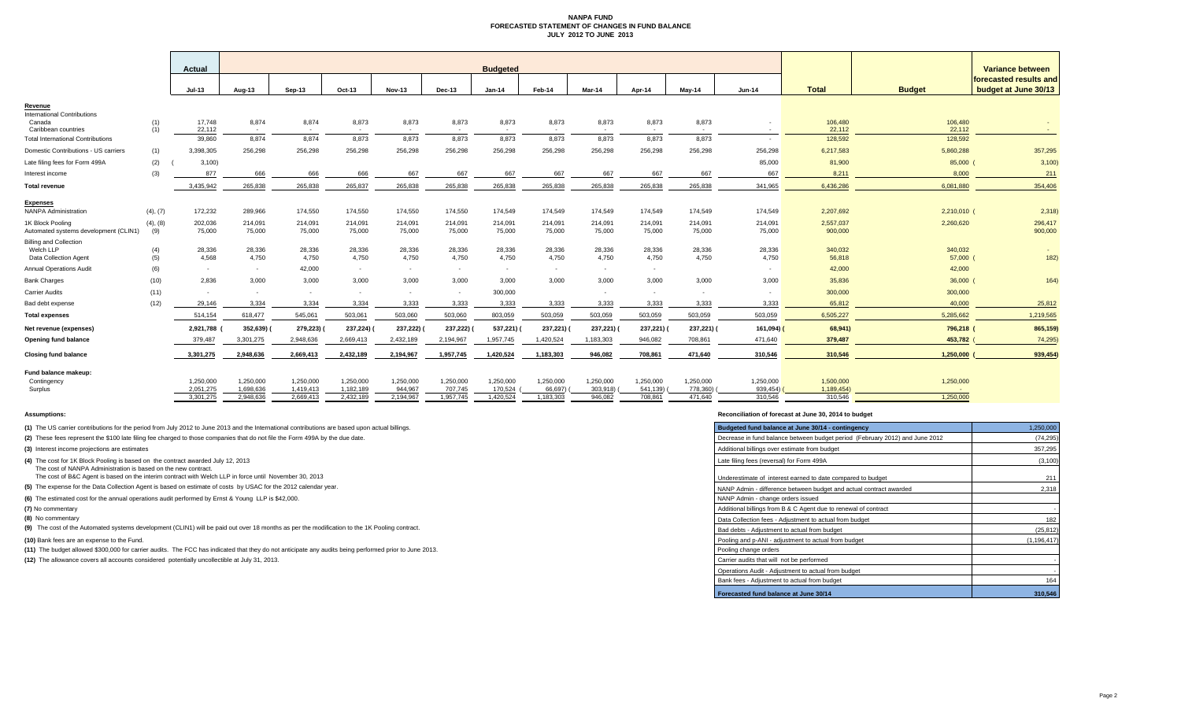# NANPA FUND
## FORECASTED STATEMENT OF CHANGES IN FUND BALANCE
### JULY 2012 TO JUNE 2013

| | | Actual | Budgeted | | | | | | | | | | | | | Variance between forecasted results and budget at June 30/13 |
|---|---|---|---|---|---|---|---|---|---|---|---|---|---|---|---|---|
| | | Jul-13 | Aug-13 | Sep-13 | Oct-13 | Nov-13 | Dec-13 | Jan-14 | Feb-14 | Mar-14 | Apr-14 | May-14 | Jun-14 | Total | Budget | |
| **Revenue** | | | | | | | | | | | | | | | | |
| International Contributions | | | | | | | | | | | | | | | | |
| Canada | (1) | 17,748 | 8,874 | 8,874 | 8,873 | 8,873 | 8,873 | 8,873 | 8,873 | 8,873 | 8,873 | 8,873 | - | 106,480 | 106,480 | - |
| Caribbean countries | (1) | 22,112 | - | - | - | - | - | - | - | - | - | - | - | 22,112 | 22,112 | - |
| Total International Contributions | | 39,860 | 8,874 | 8,874 | 8,873 | 8,873 | 8,873 | 8,873 | 8,873 | 8,873 | 8,873 | 8,873 | - | 128,592 | 128,592 | |
| Domestic Contributions - US carriers | (1) | 3,398,305 | 256,298 | 256,298 | 256,298 | 256,298 | 256,298 | 256,298 | 256,298 | 256,298 | 256,298 | 256,298 | 256,298 | 6,217,583 | 5,860,288 | 357,295 |
| Late filing fees for Form 499A | (2) | (3,100) | | | | | | | | | | | 85,000 | 81,900 | 85,000 | (3,100) |
| Interest income | (3) | 877 | 666 | 666 | 666 | 667 | 667 | 667 | 667 | 667 | 667 | 667 | 667 | 8,211 | 8,000 | 211 |
| **Total revenue** | | 3,435,942 | 265,838 | 265,838 | 265,837 | 265,838 | 265,838 | 265,838 | 265,838 | 265,838 | 265,838 | 265,838 | 341,965 | 6,436,286 | 6,081,880 | 354,406 |
| **Expenses** | | | | | | | | | | | | | | | | |
| NANPA Administration | (4), (7) | 172,232 | 289,966 | 174,550 | 174,550 | 174,550 | 174,550 | 174,549 | 174,549 | 174,549 | 174,549 | 174,549 | 174,549 | 2,207,692 | 2,210,010 | (2,318) |
| 1K Block Pooling | (4), (8) | 202,036 | 214,091 | 214,091 | 214,091 | 214,091 | 214,091 | 214,091 | 214,091 | 214,091 | 214,091 | 214,091 | 214,091 | 2,557,037 | 2,260,620 | 296,417 |
| Automated systems development (CLIN1) | (9) | 75,000 | 75,000 | 75,000 | 75,000 | 75,000 | 75,000 | 75,000 | 75,000 | 75,000 | 75,000 | 75,000 | 75,000 | 900,000 | - | 900,000 |
| Billing and Collection | | | | | | | | | | | | | | | | |
| Welch LLP | (4) | 28,336 | 28,336 | 28,336 | 28,336 | 28,336 | 28,336 | 28,336 | 28,336 | 28,336 | 28,336 | 28,336 | 28,336 | 340,032 | 340,032 | - |
| Data Collection Agent | (5) | 4,568 | 4,750 | 4,750 | 4,750 | 4,750 | 4,750 | 4,750 | 4,750 | 4,750 | 4,750 | 4,750 | 4,750 | 56,818 | 57,000 | (182) |
| Annual Operations Audit | (6) | - | - | 42,000 | - | - | - | - | - | - | - | | - | 42,000 | 42,000 | |
| Bank Charges | (10) | 2,836 | 3,000 | 3,000 | 3,000 | 3,000 | 3,000 | 3,000 | 3,000 | 3,000 | 3,000 | 3,000 | 3,000 | 35,836 | 36,000 | (164) |
| Carrier Audits | (11) | - | - | - | - | - | - | 300,000 | | - | - | - | - | 300,000 | 300,000 | |
| Bad debt expense | (12) | 29,146 | 3,334 | 3,334 | 3,334 | 3,333 | 3,333 | 3,333 | 3,333 | 3,333 | 3,333 | 3,333 | 3,333 | 65,812 | 40,000 | 25,812 |
| **Total expenses** | | 514,154 | 618,477 | 545,061 | 503,061 | 503,060 | 503,060 | 803,059 | 503,059 | 503,059 | 503,059 | 503,059 | 503,059 | 6,505,227 | 5,285,662 | 1,219,565 |
| **Net revenue (expenses)** | | 2,921,788 | (352,639) | (279,223) | (237,224) | (237,222) | (237,222) | (537,221) | (237,221) | (237,221) | (237,221) | (237,221) | (161,094) | (68,941) | 796,218 | (865,159) |
| **Opening fund balance** | | 379,487 | 3,301,275 | 2,948,636 | 2,669,413 | 2,432,189 | 2,194,967 | 1,957,745 | 1,420,524 | 1,183,303 | 946,082 | 708,861 | 471,640 | 379,487 | 453,782 | (74,295) |
| **Closing fund balance** | | 3,301,275 | 2,948,636 | 2,669,413 | 2,432,189 | 2,194,967 | 1,957,745 | 1,420,524 | 1,183,303 | 946,082 | 708,861 | 471,640 | 310,546 | 310,546 | 1,250,000 | (939,454) |
| **Fund balance makeup:** | | | | | | | | | | | | | | | | |
| Contingency | | 1,250,000 | 1,250,000 | 1,250,000 | 1,250,000 | 1,250,000 | 1,250,000 | 1,250,000 | 1,250,000 | 1,250,000 | 1,250,000 | 1,250,000 | 1,250,000 | 1,500,000 | 1,250,000 | |
| Surplus | | 2,051,275 | 1,698,636 | 1,419,413 | 1,182,189 | 944,967 | 707,745 | 170,524 | (66,697) | (303,918) | (541,139) | (778,360) | (939,454) | (1,189,454) | - | |
| | | 3,301,275 | 2,948,636 | 2,669,413 | 2,432,189 | 2,194,967 | 1,957,745 | 1,420,524 | 1,183,303 | 946,082 | 708,861 | 471,640 | 310,546 | 310,546 | 1,250,000 | |

**Assumptions:**

**(1)** The US carrier contributions for the period from July 2012 to June 2013 and the International contributions are based upon actual billings.

**(2)** These fees represent the $100 late filing fee charged to those companies that do not file the Form 499A by the due date.

**(3)** Interest income projections are estimates

**(4)** The cost for 1K Block Pooling is based on the contract awarded July 12, 2013
The cost of NANPA Administration is based on the new contract.
The cost of B&C Agent is based on the interim contract with Welch LLP in force until November 30, 2013

**(5)** The expense for the Data Collection Agent is based on estimate of costs by USAC for the 2012 calendar year.

**(6)** The estimated cost for the annual operations audit performed by Ernst & Young LLP is $42,000.

**(7)** No commentary

**(8)** No commentary

**(9)** The cost of the Automated systems development (CLIN1) will be paid out over 18 months as per the modification to the 1K Pooling contract.

**(10)** Bank fees are an expense to the Fund.

**(11)** The budget allowed $300,000 for carrier audits. The FCC has indicated that they do not anticipate any audits being performed prior to June 2013.

**(12)** The allowance covers all accounts considered potentially uncollectible at July 31, 2013.

**Reconciliation of forecast at June 30, 2014 to budget**

| Item | Amount |
|---|---|
| Budgeted fund balance at June 30/14 - contingency | 1,250,000 |
| Decrease in fund balance between budget period (February 2012) and June 2012 | (74,295) |
| Additional billings over estimate from budget | 357,295 |
| Late filing fees (reversal) for Form 499A | (3,100) |
| Underestimate of interest earned to date compared to budget | 211 |
| NANP Admin - difference between budget and actual contract awarded | 2,318 |
| NANP Admin - change orders issued | |
| Additional billings from B & C Agent due to renewal of contract | - |
| Data Collection fees - Adjustment to actual from budget | 182 |
| Bad debts - Adjustment to actual from budget | (25,812) |
| Pooling and p-ANI - adjustment to actual from budget | (1,196,417) |
| Pooling change orders | |
| Carrier audits that will not be performed | - |
| Operations Audit - Adjustment to actual from budget | - |
| Bank fees - Adjustment to actual from budget | 164 |
| **Forecasted fund balance at June 30/14** | **310,546** |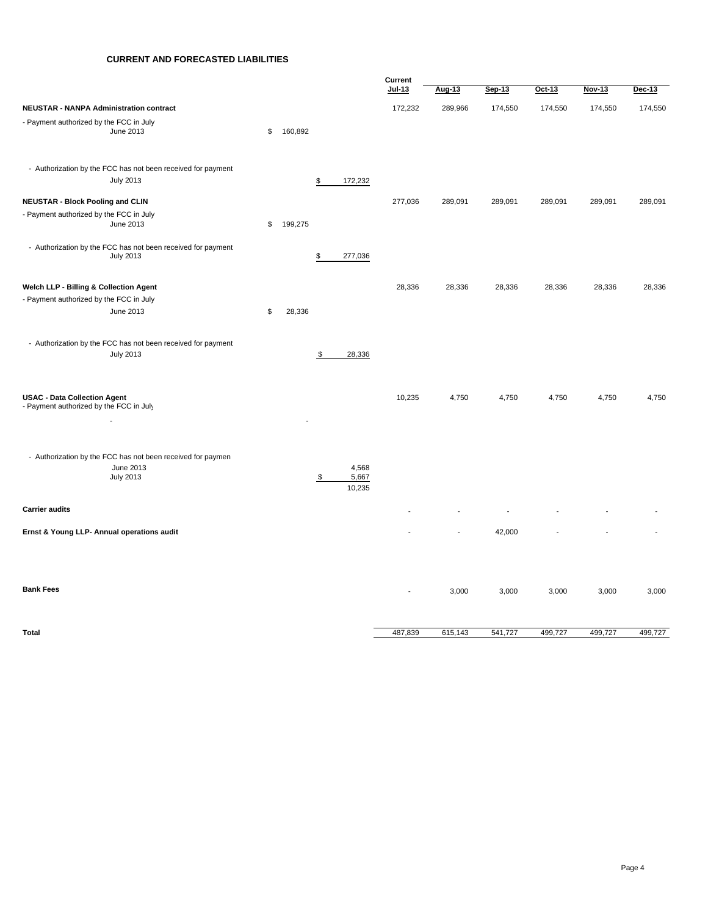## CURRENT AND FORECASTED LIABILITIES

| | | | Current Jul-13 | Aug-13 | Sep-13 | Oct-13 | Nov-13 | Dec-13 |
|---|---|---|---|---|---|---|---|---|
| **NEUSTAR - NANPA Administration contract** | | | 172,232 | 289,966 | 174,550 | 174,550 | 174,550 | 174,550 |
| - Payment authorized by the FCC in July | | | | | | | | |
| June 2013 | $ 160,892 | | | | | | | |
| - Authorization by the FCC has not been received for payment | | | | | | | | |
| July 2013 | | $ 172,232 | | | | | | |
| **NEUSTAR - Block Pooling and CLIN** | | | 277,036 | 289,091 | 289,091 | 289,091 | 289,091 | 289,091 |
| - Payment authorized by the FCC in July | | | | | | | | |
| June 2013 | $ 199,275 | | | | | | | |
| - Authorization by the FCC has not been received for payment | | | | | | | | |
| July 2013 | | $ 277,036 | | | | | | |
| **Welch LLP - Billing & Collection Agent** | | | 28,336 | 28,336 | 28,336 | 28,336 | 28,336 | 28,336 |
| - Payment authorized by the FCC in July | | | | | | | | |
| June 2013 | $ 28,336 | | | | | | | |
| - Authorization by the FCC has not been received for payment | | | | | | | | |
| July 2013 | | $ 28,336 | | | | | | |
| **USAC - Data Collection Agent** | | | 10,235 | 4,750 | 4,750 | 4,750 | 4,750 | 4,750 |
| - Payment authorized by the FCC in July | | | | | | | | |
| - | - | | | | | | | |
| - Authorization by the FCC has not been received for paymen | | | | | | | | |
| June 2013 | | 4,568 | | | | | | |
| July 2013 | | $ 5,667 | | | | | | |
| | | 10,235 | | | | | | |
| **Carrier audits** | | | - | - | - | - | - | - |
| **Ernst & Young LLP- Annual operations audit** | | | - | - | 42,000 | - | - | - |
| **Bank Fees** | | | - | 3,000 | 3,000 | 3,000 | 3,000 | 3,000 |
| **Total** | | | 487,839 | 615,143 | 541,727 | 499,727 | 499,727 | 499,727 |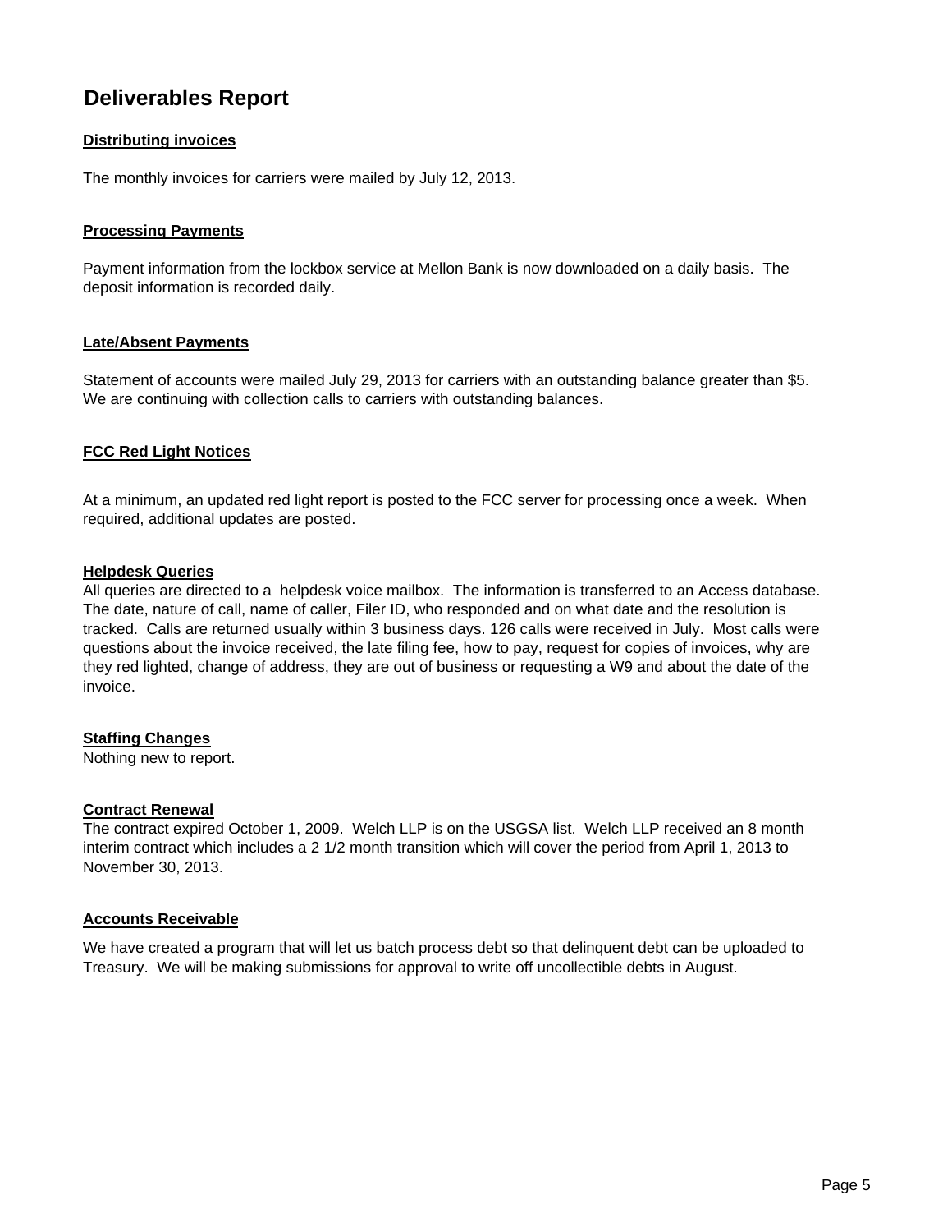# Deliverables Report

**Distributing invoices**

The monthly invoices for carriers were mailed by July 12, 2013.

**Processing Payments**

Payment information from the lockbox service at Mellon Bank is now downloaded on a daily basis. The deposit information is recorded daily.

**Late/Absent Payments**

Statement of accounts were mailed July 29, 2013 for carriers with an outstanding balance greater than $5. We are continuing with collection calls to carriers with outstanding balances.

**FCC Red Light Notices**

At a minimum, an updated red light report is posted to the FCC server for processing once a week. When required, additional updates are posted.

**Helpdesk Queries**

All queries are directed to a helpdesk voice mailbox. The information is transferred to an Access database. The date, nature of call, name of caller, Filer ID, who responded and on what date and the resolution is tracked. Calls are returned usually within 3 business days. 126 calls were received in July. Most calls were questions about the invoice received, the late filing fee, how to pay, request for copies of invoices, why are they red lighted, change of address, they are out of business or requesting a W9 and about the date of the invoice.

**Staffing Changes**

Nothing new to report.

**Contract Renewal**

The contract expired October 1, 2009. Welch LLP is on the USGSA list. Welch LLP received an 8 month interim contract which includes a 2 1/2 month transition which will cover the period from April 1, 2013 to November 30, 2013.

**Accounts Receivable**

We have created a program that will let us batch process debt so that delinquent debt can be uploaded to Treasury. We will be making submissions for approval to write off uncollectible debts in August.